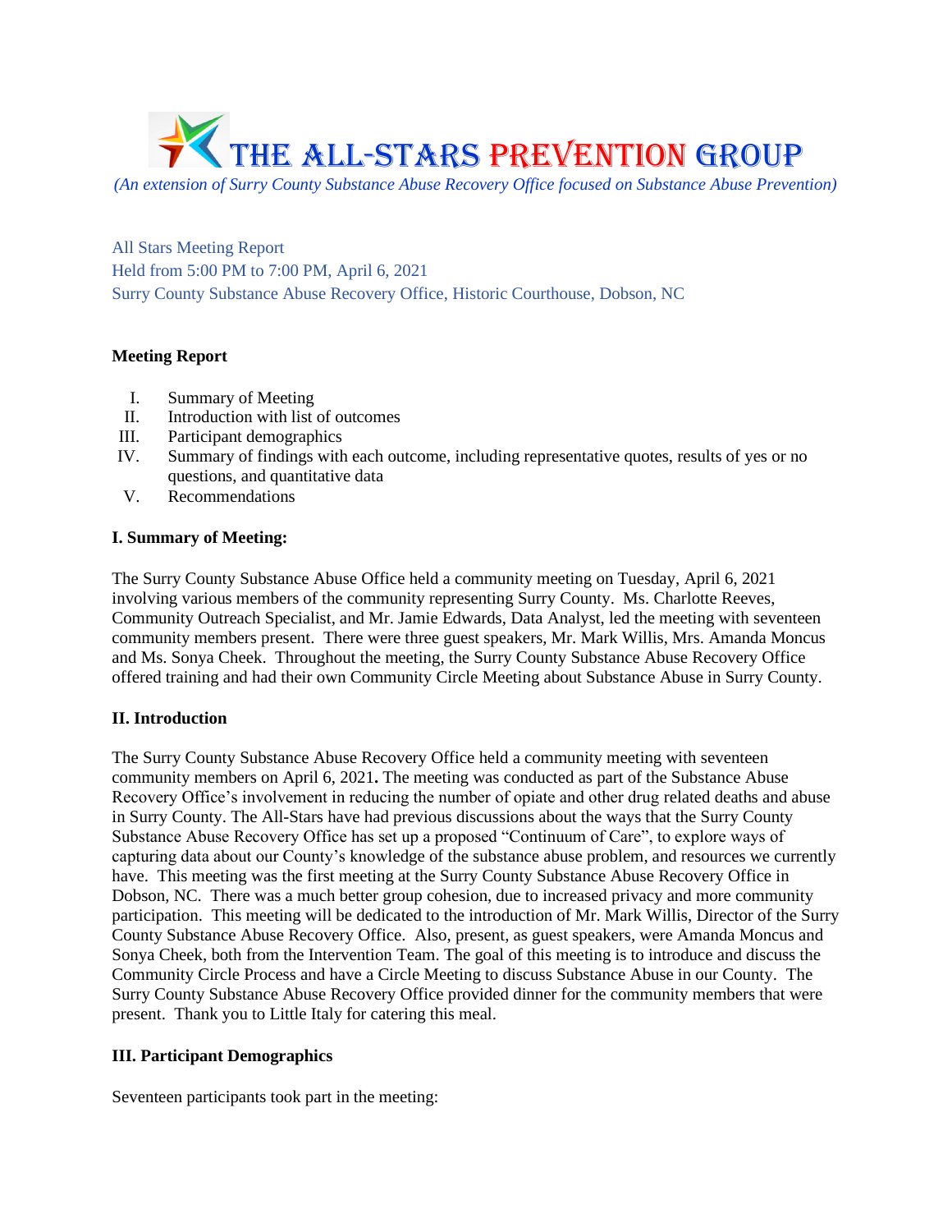# THE ALL-STARS PREVENTION GROUP

*(An extension of Surry County Substance Abuse Recovery Office focused on Substance Abuse Prevention)*

All Stars Meeting Report
Held from 5:00 PM to 7:00 PM, April 6, 2021
Surry County Substance Abuse Recovery Office, Historic Courthouse, Dobson, NC

**Meeting Report**

I. Summary of Meeting
II. Introduction with list of outcomes
III. Participant demographics
IV. Summary of findings with each outcome, including representative quotes, results of yes or no questions, and quantitative data
V. Recommendations

**I. Summary of Meeting:**

The Surry County Substance Abuse Office held a community meeting on Tuesday, April 6, 2021 involving various members of the community representing Surry County. Ms. Charlotte Reeves, Community Outreach Specialist, and Mr. Jamie Edwards, Data Analyst, led the meeting with seventeen community members present. There were three guest speakers, Mr. Mark Willis, Mrs. Amanda Moncus and Ms. Sonya Cheek. Throughout the meeting, the Surry County Substance Abuse Recovery Office offered training and had their own Community Circle Meeting about Substance Abuse in Surry County.

**II. Introduction**

The Surry County Substance Abuse Recovery Office held a community meeting with seventeen community members on April 6, 2021**.** The meeting was conducted as part of the Substance Abuse Recovery Office's involvement in reducing the number of opiate and other drug related deaths and abuse in Surry County. The All-Stars have had previous discussions about the ways that the Surry County Substance Abuse Recovery Office has set up a proposed "Continuum of Care", to explore ways of capturing data about our County's knowledge of the substance abuse problem, and resources we currently have. This meeting was the first meeting at the Surry County Substance Abuse Recovery Office in Dobson, NC. There was a much better group cohesion, due to increased privacy and more community participation. This meeting will be dedicated to the introduction of Mr. Mark Willis, Director of the Surry County Substance Abuse Recovery Office. Also, present, as guest speakers, were Amanda Moncus and Sonya Cheek, both from the Intervention Team. The goal of this meeting is to introduce and discuss the Community Circle Process and have a Circle Meeting to discuss Substance Abuse in our County. The Surry County Substance Abuse Recovery Office provided dinner for the community members that were present. Thank you to Little Italy for catering this meal.

**III. Participant Demographics**

Seventeen participants took part in the meeting: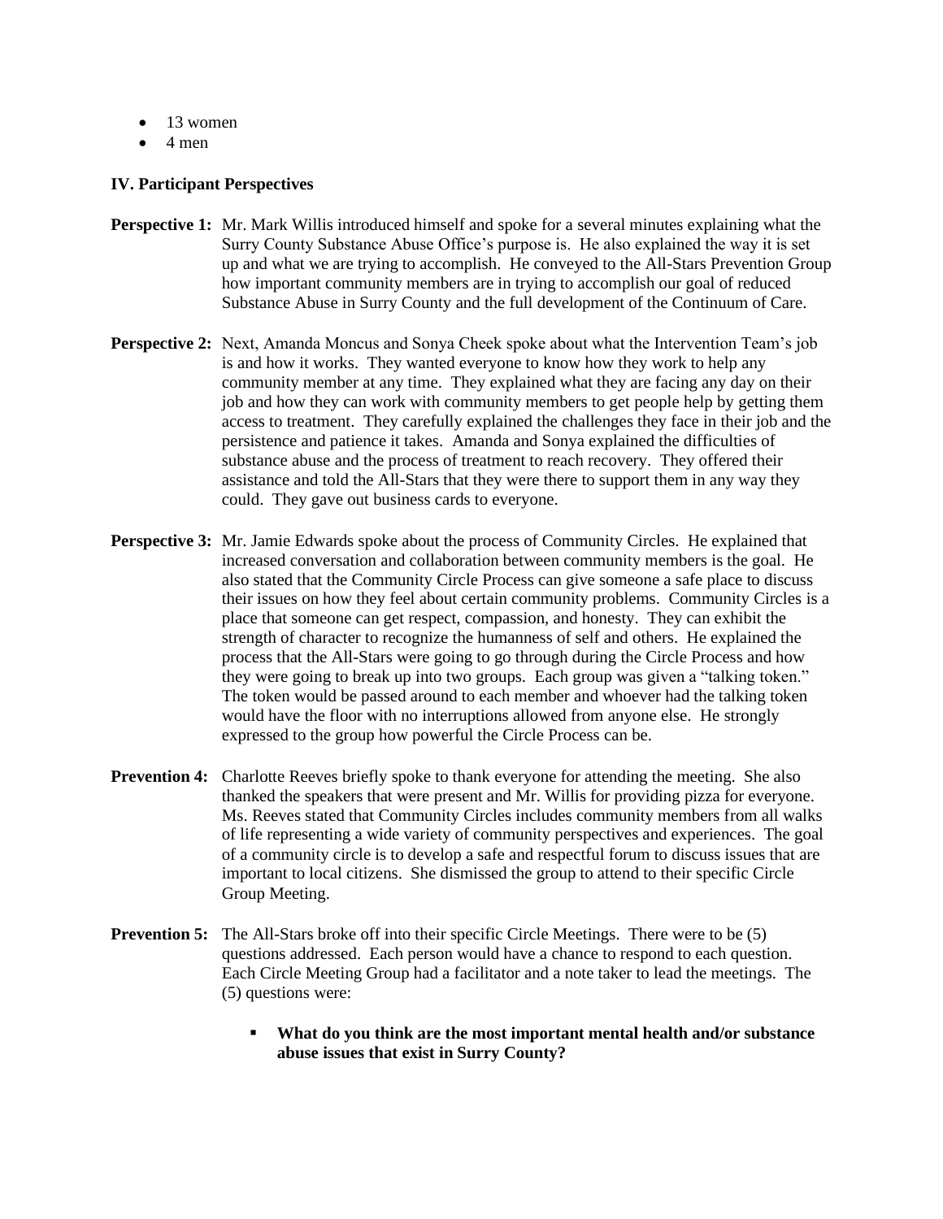- 13 women
- 4 men

**IV. Participant Perspectives**

**Perspective 1:** Mr. Mark Willis introduced himself and spoke for a several minutes explaining what the Surry County Substance Abuse Office's purpose is. He also explained the way it is set up and what we are trying to accomplish. He conveyed to the All-Stars Prevention Group how important community members are in trying to accomplish our goal of reduced Substance Abuse in Surry County and the full development of the Continuum of Care.

**Perspective 2:** Next, Amanda Moncus and Sonya Cheek spoke about what the Intervention Team's job is and how it works. They wanted everyone to know how they work to help any community member at any time. They explained what they are facing any day on their job and how they can work with community members to get people help by getting them access to treatment. They carefully explained the challenges they face in their job and the persistence and patience it takes. Amanda and Sonya explained the difficulties of substance abuse and the process of treatment to reach recovery. They offered their assistance and told the All-Stars that they were there to support them in any way they could. They gave out business cards to everyone.

**Perspective 3:** Mr. Jamie Edwards spoke about the process of Community Circles. He explained that increased conversation and collaboration between community members is the goal. He also stated that the Community Circle Process can give someone a safe place to discuss their issues on how they feel about certain community problems. Community Circles is a place that someone can get respect, compassion, and honesty. They can exhibit the strength of character to recognize the humanness of self and others. He explained the process that the All-Stars were going to go through during the Circle Process and how they were going to break up into two groups. Each group was given a "talking token." The token would be passed around to each member and whoever had the talking token would have the floor with no interruptions allowed from anyone else. He strongly expressed to the group how powerful the Circle Process can be.

**Prevention 4:** Charlotte Reeves briefly spoke to thank everyone for attending the meeting. She also thanked the speakers that were present and Mr. Willis for providing pizza for everyone. Ms. Reeves stated that Community Circles includes community members from all walks of life representing a wide variety of community perspectives and experiences. The goal of a community circle is to develop a safe and respectful forum to discuss issues that are important to local citizens. She dismissed the group to attend to their specific Circle Group Meeting.

**Prevention 5:** The All-Stars broke off into their specific Circle Meetings. There were to be (5) questions addressed. Each person would have a chance to respond to each question. Each Circle Meeting Group had a facilitator and a note taker to lead the meetings. The (5) questions were:

- **What do you think are the most important mental health and/or substance abuse issues that exist in Surry County?**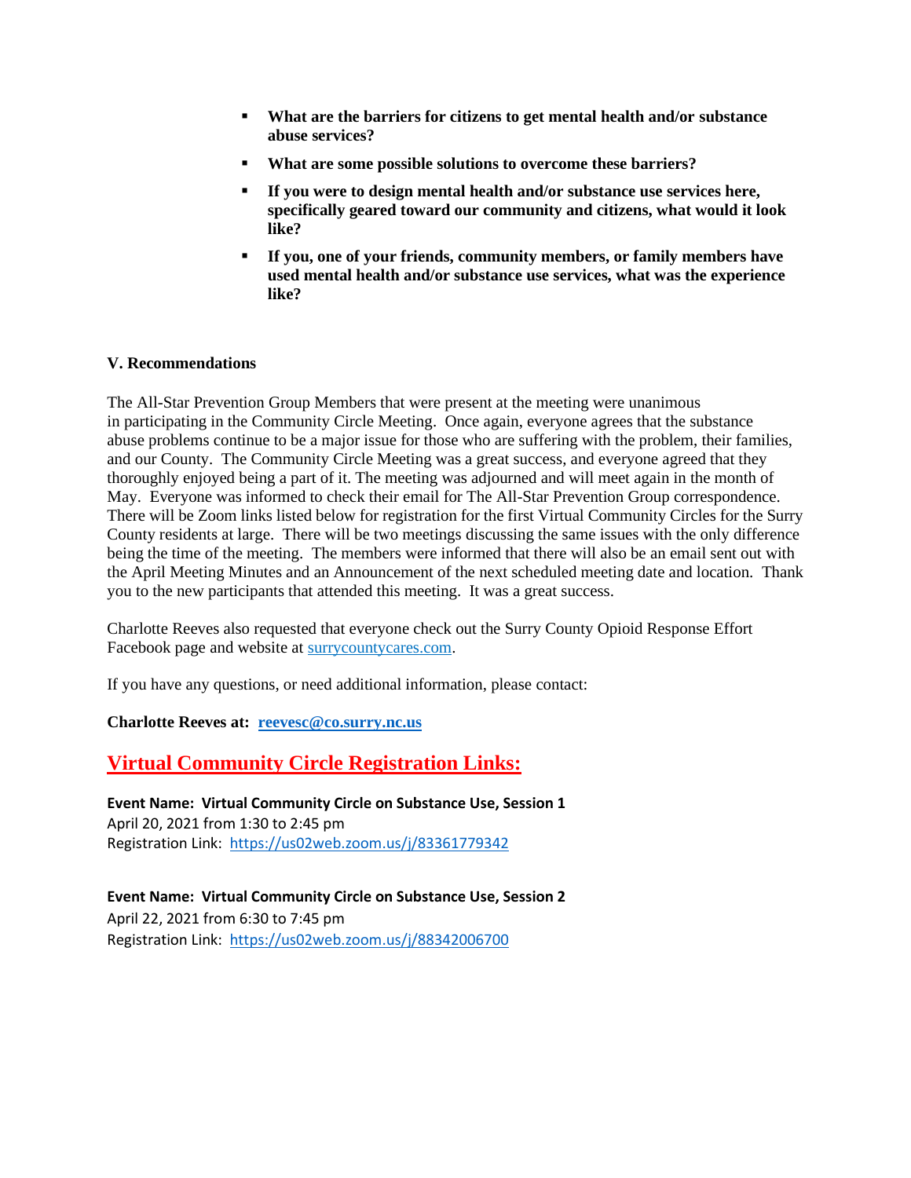- **What are the barriers for citizens to get mental health and/or substance abuse services?**
- **What are some possible solutions to overcome these barriers?**
- **If you were to design mental health and/or substance use services here, specifically geared toward our community and citizens, what would it look like?**
- **If you, one of your friends, community members, or family members have used mental health and/or substance use services, what was the experience like?**

**V. Recommendations**

The All-Star Prevention Group Members that were present at the meeting were unanimous in participating in the Community Circle Meeting. Once again, everyone agrees that the substance abuse problems continue to be a major issue for those who are suffering with the problem, their families, and our County. The Community Circle Meeting was a great success, and everyone agreed that they thoroughly enjoyed being a part of it. The meeting was adjourned and will meet again in the month of May. Everyone was informed to check their email for The All-Star Prevention Group correspondence. There will be Zoom links listed below for registration for the first Virtual Community Circles for the Surry County residents at large. There will be two meetings discussing the same issues with the only difference being the time of the meeting. The members were informed that there will also be an email sent out with the April Meeting Minutes and an Announcement of the next scheduled meeting date and location. Thank you to the new participants that attended this meeting. It was a great success.

Charlotte Reeves also requested that everyone check out the Surry County Opioid Response Effort Facebook page and website at surrycountycares.com.

If you have any questions, or need additional information, please contact:

**Charlotte Reeves at: reevesc@co.surry.nc.us**

## Virtual Community Circle Registration Links:

**Event Name: Virtual Community Circle on Substance Use, Session 1**
April 20, 2021 from 1:30 to 2:45 pm
Registration Link: https://us02web.zoom.us/j/83361779342

**Event Name: Virtual Community Circle on Substance Use, Session 2**
April 22, 2021 from 6:30 to 7:45 pm
Registration Link: https://us02web.zoom.us/j/88342006700